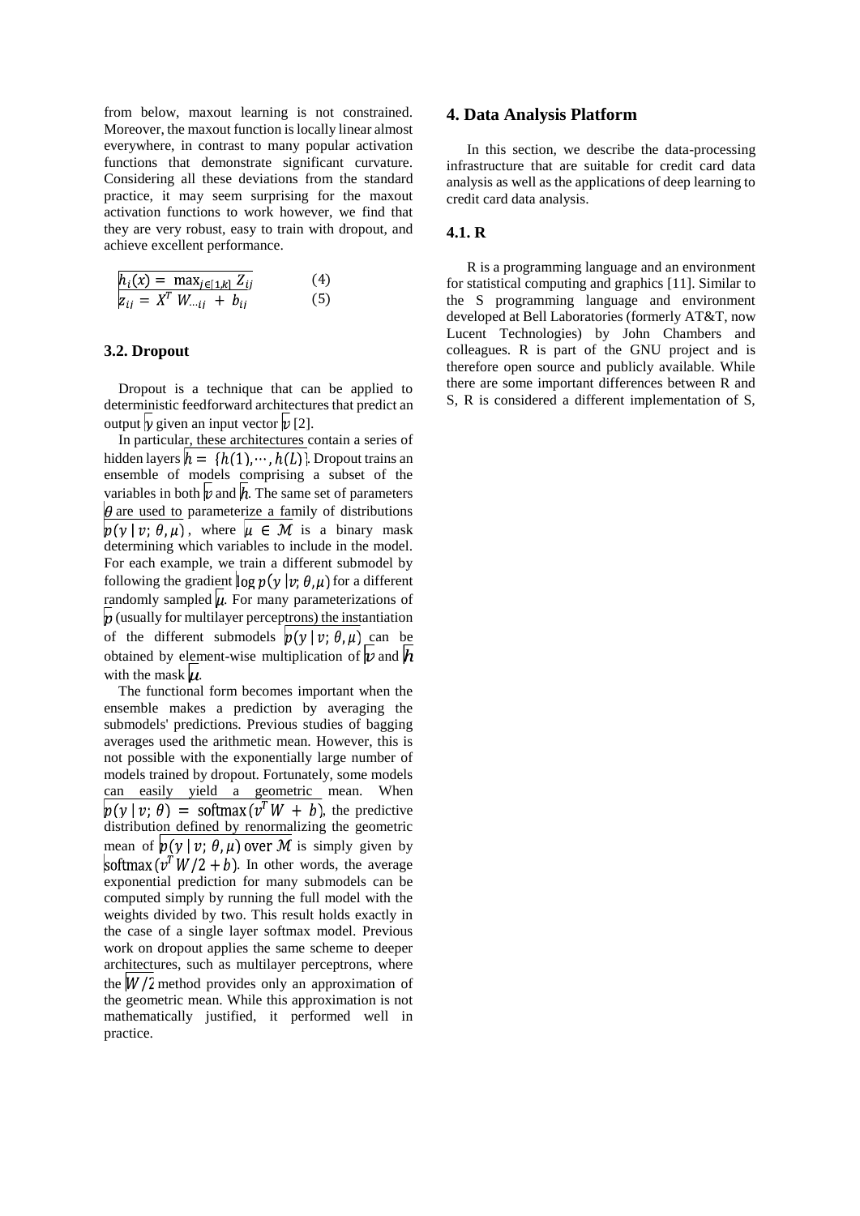from below, maxout learning is not constrained. Moreover, the maxout function is locally linear almost everywhere, in contrast to many popular activation functions that demonstrate significant curvature. Considering all these deviations from the standard practice, it may seem surprising for the maxout activation functions to work however, we find that they are very robust, easy to train with dropout, and achieve excellent performance.

$$h_i(x) = \max_{j \in [1,k]} Z_{ij} \qquad (4)$$

$$z_{ij} = X^T W_{\cdots ij} + b_{ij} \qquad (5)$$

### 3.2. Dropout

Dropout is a technique that can be applied to deterministic feedforward architectures that predict an output $y$ given an input vector $v$ [2].

In particular, these architectures contain a series of hidden layers $h = \{h(1), \cdots, h(L)\}$. Dropout trains an ensemble of models comprising a subset of the variables in both $v$ and $h$. The same set of parameters $\theta$ are used to parameterize a family of distributions $p(y \mid v;\, \theta, \mu)$, where $\mu \in \mathcal{M}$ is a binary mask determining which variables to include in the model. For each example, we train a different submodel by following the gradient $\log p(y \mid v; \theta, \mu)$ for a different randomly sampled $\mu$. For many parameterizations of $p$ (usually for multilayer perceptrons) the instantiation of the different submodels $p(y \mid v;\, \theta, \mu)$ can be obtained by element-wise multiplication of $v$ and $h$ with the mask $\mu$.

The functional form becomes important when the ensemble makes a prediction by averaging the submodels' predictions. Previous studies of bagging averages used the arithmetic mean. However, this is not possible with the exponentially large number of models trained by dropout. Fortunately, some models can easily yield a geometric mean. When $p(y \mid v;\, \theta) = \text{softmax}(v^T W + b)$, the predictive distribution defined by renormalizing the geometric mean of $p(y \mid v;\, \theta, \mu)$ over $\mathcal{M}$ is simply given by $\text{softmax}(v^T W/2 + b)$. In other words, the average exponential prediction for many submodels can be computed simply by running the full model with the weights divided by two. This result holds exactly in the case of a single layer softmax model. Previous work on dropout applies the same scheme to deeper architectures, such as multilayer perceptrons, where the $W/2$ method provides only an approximation of the geometric mean. While this approximation is not mathematically justified, it performed well in practice.

## 4. Data Analysis Platform

In this section, we describe the data-processing infrastructure that are suitable for credit card data analysis as well as the applications of deep learning to credit card data analysis.

### 4.1. R

R is a programming language and an environment for statistical computing and graphics [11]. Similar to the S programming language and environment developed at Bell Laboratories (formerly AT&T, now Lucent Technologies) by John Chambers and colleagues. R is part of the GNU project and is therefore open source and publicly available. While there are some important differences between R and S, R is considered a different implementation of S,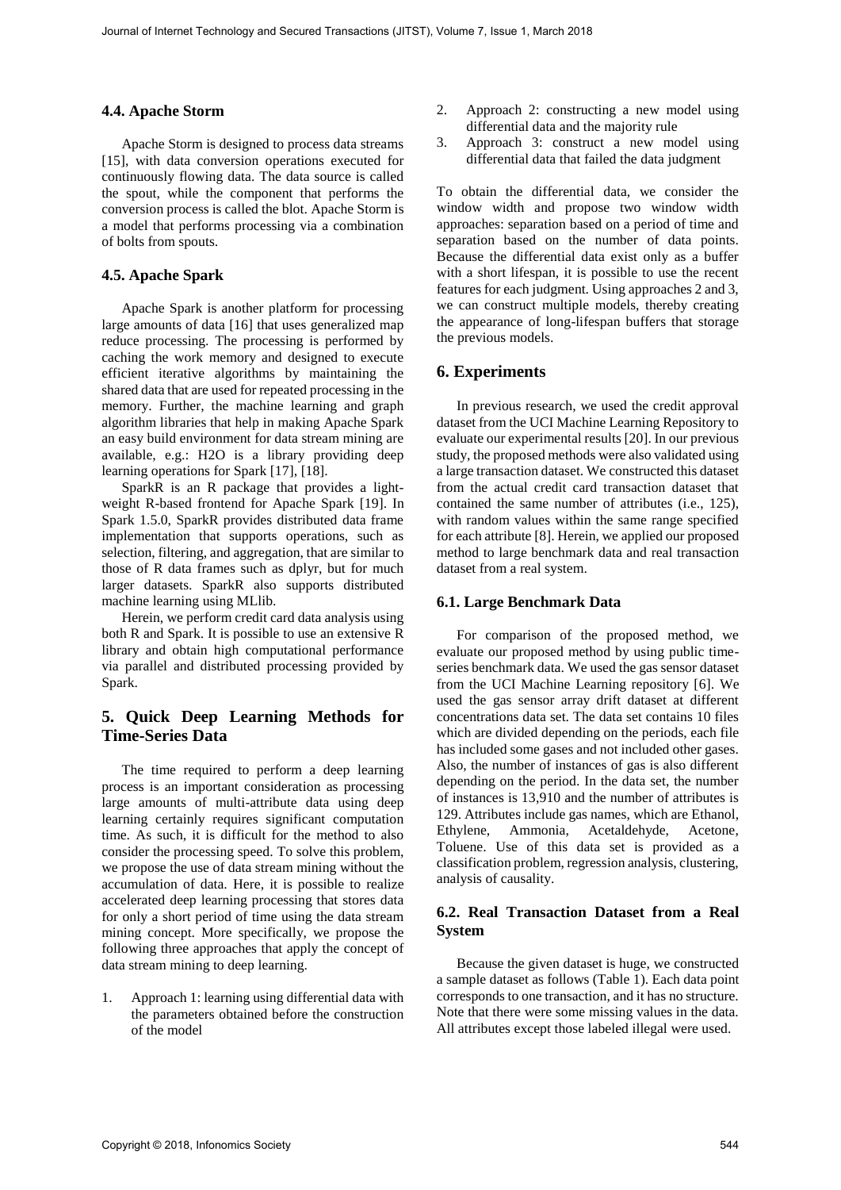### 4.4. Apache Storm

Apache Storm is designed to process data streams [15], with data conversion operations executed for continuously flowing data. The data source is called the spout, while the component that performs the conversion process is called the blot. Apache Storm is a model that performs processing via a combination of bolts from spouts.

### 4.5. Apache Spark

Apache Spark is another platform for processing large amounts of data [16] that uses generalized map reduce processing. The processing is performed by caching the work memory and designed to execute efficient iterative algorithms by maintaining the shared data that are used for repeated processing in the memory. Further, the machine learning and graph algorithm libraries that help in making Apache Spark an easy build environment for data stream mining are available, e.g.: H2O is a library providing deep learning operations for Spark [17], [18].

SparkR is an R package that provides a light-weight R-based frontend for Apache Spark [19]. In Spark 1.5.0, SparkR provides distributed data frame implementation that supports operations, such as selection, filtering, and aggregation, that are similar to those of R data frames such as dplyr, but for much larger datasets. SparkR also supports distributed machine learning using MLlib.

Herein, we perform credit card data analysis using both R and Spark. It is possible to use an extensive R library and obtain high computational performance via parallel and distributed processing provided by Spark.

## 5. Quick Deep Learning Methods for Time-Series Data

The time required to perform a deep learning process is an important consideration as processing large amounts of multi-attribute data using deep learning certainly requires significant computation time. As such, it is difficult for the method to also consider the processing speed. To solve this problem, we propose the use of data stream mining without the accumulation of data. Here, it is possible to realize accelerated deep learning processing that stores data for only a short period of time using the data stream mining concept. More specifically, we propose the following three approaches that apply the concept of data stream mining to deep learning.

1. Approach 1: learning using differential data with the parameters obtained before the construction of the model
2. Approach 2: constructing a new model using differential data and the majority rule
3. Approach 3: construct a new model using differential data that failed the data judgment

To obtain the differential data, we consider the window width and propose two window width approaches: separation based on a period of time and separation based on the number of data points. Because the differential data exist only as a buffer with a short lifespan, it is possible to use the recent features for each judgment. Using approaches 2 and 3, we can construct multiple models, thereby creating the appearance of long-lifespan buffers that storage the previous models.

## 6. Experiments

In previous research, we used the credit approval dataset from the UCI Machine Learning Repository to evaluate our experimental results [20]. In our previous study, the proposed methods were also validated using a large transaction dataset. We constructed this dataset from the actual credit card transaction dataset that contained the same number of attributes (i.e., 125), with random values within the same range specified for each attribute [8]. Herein, we applied our proposed method to large benchmark data and real transaction dataset from a real system.

### 6.1. Large Benchmark Data

For comparison of the proposed method, we evaluate our proposed method by using public time-series benchmark data. We used the gas sensor dataset from the UCI Machine Learning repository [6]. We used the gas sensor array drift dataset at different concentrations data set. The data set contains 10 files which are divided depending on the periods, each file has included some gases and not included other gases. Also, the number of instances of gas is also different depending on the period. In the data set, the number of instances is 13,910 and the number of attributes is 129. Attributes include gas names, which are Ethanol, Ethylene, Ammonia, Acetaldehyde, Acetone, Toluene. Use of this data set is provided as a classification problem, regression analysis, clustering, analysis of causality.

### 6.2. Real Transaction Dataset from a Real System

Because the given dataset is huge, we constructed a sample dataset as follows (Table 1). Each data point corresponds to one transaction, and it has no structure. Note that there were some missing values in the data. All attributes except those labeled illegal were used.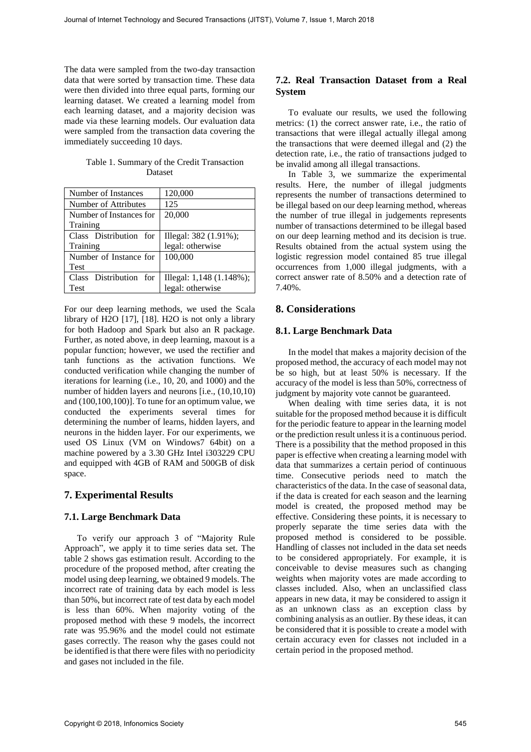The data were sampled from the two-day transaction data that were sorted by transaction time. These data were then divided into three equal parts, forming our learning dataset. We created a learning model from each learning dataset, and a majority decision was made via these learning models. Our evaluation data were sampled from the transaction data covering the immediately succeeding 10 days.

Table 1. Summary of the Credit Transaction Dataset

| | |
|---|---|
| Number of Instances | 120,000 |
| Number of Attributes | 125 |
| Number of Instances for Training | 20,000 |
| Class Distribution for Training | Illegal: 382 (1.91%); legal: otherwise |
| Number of Instance for Test | 100,000 |
| Class Distribution for Test | Illegal: 1,148 (1.148%); legal: otherwise |

For our deep learning methods, we used the Scala library of H2O [17], [18]. H2O is not only a library for both Hadoop and Spark but also an R package. Further, as noted above, in deep learning, maxout is a popular function; however, we used the rectifier and tanh functions as the activation functions. We conducted verification while changing the number of iterations for learning (i.e., 10, 20, and 1000) and the number of hidden layers and neurons [i.e., (10,10,10) and (100,100,100)]. To tune for an optimum value, we conducted the experiments several times for determining the number of learns, hidden layers, and neurons in the hidden layer. For our experiments, we used OS Linux (VM on Windows7 64bit) on a machine powered by a 3.30 GHz Intel i303229 CPU and equipped with 4GB of RAM and 500GB of disk space.

## 7. Experimental Results

### 7.1. Large Benchmark Data

To verify our approach 3 of "Majority Rule Approach", we apply it to time series data set. The table 2 shows gas estimation result. According to the procedure of the proposed method, after creating the model using deep learning, we obtained 9 models. The incorrect rate of training data by each model is less than 50%, but incorrect rate of test data by each model is less than 60%. When majority voting of the proposed method with these 9 models, the incorrect rate was 95.96% and the model could not estimate gases correctly. The reason why the gases could not be identified is that there were files with no periodicity and gases not included in the file.

### 7.2. Real Transaction Dataset from a Real System

To evaluate our results, we used the following metrics: (1) the correct answer rate, i.e., the ratio of transactions that were illegal actually illegal among the transactions that were deemed illegal and (2) the detection rate, i.e., the ratio of transactions judged to be invalid among all illegal transactions.

In Table 3, we summarize the experimental results. Here, the number of illegal judgments represents the number of transactions determined to be illegal based on our deep learning method, whereas the number of true illegal in judgements represents number of transactions determined to be illegal based on our deep learning method and its decision is true. Results obtained from the actual system using the logistic regression model contained 85 true illegal occurrences from 1,000 illegal judgments, with a correct answer rate of 8.50% and a detection rate of 7.40%.

## 8. Considerations

### 8.1. Large Benchmark Data

In the model that makes a majority decision of the proposed method, the accuracy of each model may not be so high, but at least 50% is necessary. If the accuracy of the model is less than 50%, correctness of judgment by majority vote cannot be guaranteed.

When dealing with time series data, it is not suitable for the proposed method because it is difficult for the periodic feature to appear in the learning model or the prediction result unless it is a continuous period. There is a possibility that the method proposed in this paper is effective when creating a learning model with data that summarizes a certain period of continuous time. Consecutive periods need to match the characteristics of the data. In the case of seasonal data, if the data is created for each season and the learning model is created, the proposed method may be effective. Considering these points, it is necessary to properly separate the time series data with the proposed method is considered to be possible. Handling of classes not included in the data set needs to be considered appropriately. For example, it is conceivable to devise measures such as changing weights when majority votes are made according to classes included. Also, when an unclassified class appears in new data, it may be considered to assign it as an unknown class as an exception class by combining analysis as an outlier. By these ideas, it can be considered that it is possible to create a model with certain accuracy even for classes not included in a certain period in the proposed method.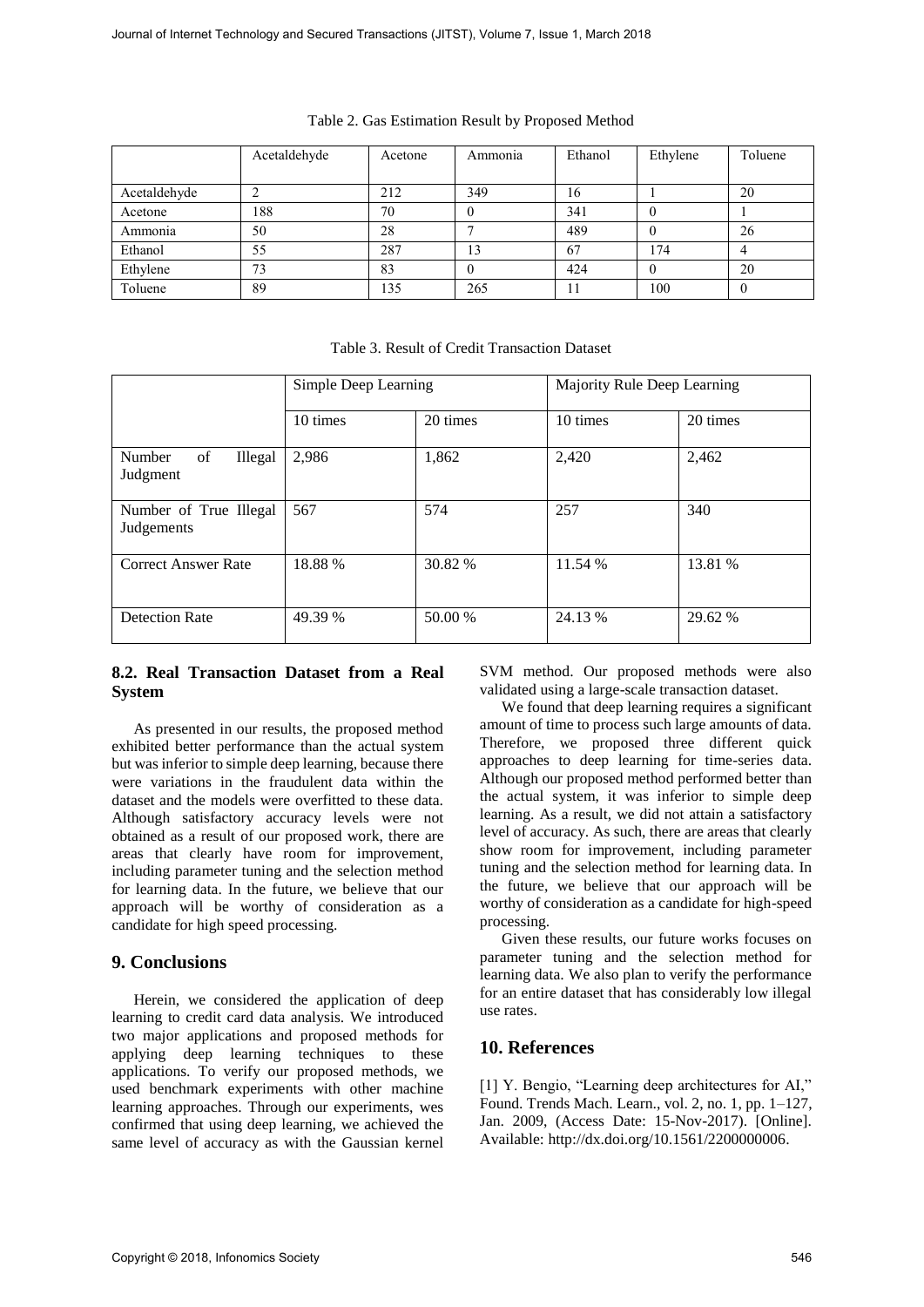Table 2. Gas Estimation Result by Proposed Method

| | Acetaldehyde | Acetone | Ammonia | Ethanol | Ethylene | Toluene |
|---|---|---|---|---|---|---|
| Acetaldehyde | 2 | 212 | 349 | 16 | 1 | 20 |
| Acetone | 188 | 70 | 0 | 341 | 0 | 1 |
| Ammonia | 50 | 28 | 7 | 489 | 0 | 26 |
| Ethanol | 55 | 287 | 13 | 67 | 174 | 4 |
| Ethylene | 73 | 83 | 0 | 424 | 0 | 20 |
| Toluene | 89 | 135 | 265 | 11 | 100 | 0 |

Table 3. Result of Credit Transaction Dataset

| | Simple Deep Learning | | Majority Rule Deep Learning | |
|---|---|---|---|---|
| | 10 times | 20 times | 10 times | 20 times |
| Number of Illegal Judgment | 2,986 | 1,862 | 2,420 | 2,462 |
| Number of True Illegal Judgements | 567 | 574 | 257 | 340 |
| Correct Answer Rate | 18.88 % | 30.82 % | 11.54 % | 13.81 % |
| Detection Rate | 49.39 % | 50.00 % | 24.13 % | 29.62 % |

### 8.2. Real Transaction Dataset from a Real System

As presented in our results, the proposed method exhibited better performance than the actual system but was inferior to simple deep learning, because there were variations in the fraudulent data within the dataset and the models were overfitted to these data. Although satisfactory accuracy levels were not obtained as a result of our proposed work, there are areas that clearly have room for improvement, including parameter tuning and the selection method for learning data. In the future, we believe that our approach will be worthy of consideration as a candidate for high speed processing.

## 9. Conclusions

Herein, we considered the application of deep learning to credit card data analysis. We introduced two major applications and proposed methods for applying deep learning techniques to these applications. To verify our proposed methods, we used benchmark experiments with other machine learning approaches. Through our experiments, wes confirmed that using deep learning, we achieved the same level of accuracy as with the Gaussian kernel SVM method. Our proposed methods were also validated using a large-scale transaction dataset.

We found that deep learning requires a significant amount of time to process such large amounts of data. Therefore, we proposed three different quick approaches to deep learning for time-series data. Although our proposed method performed better than the actual system, it was inferior to simple deep learning. As a result, we did not attain a satisfactory level of accuracy. As such, there are areas that clearly show room for improvement, including parameter tuning and the selection method for learning data. In the future, we believe that our approach will be worthy of consideration as a candidate for high-speed processing.

Given these results, our future works focuses on parameter tuning and the selection method for learning data. We also plan to verify the performance for an entire dataset that has considerably low illegal use rates.

## 10. References

[1] Y. Bengio, "Learning deep architectures for AI," Found. Trends Mach. Learn., vol. 2, no. 1, pp. 1–127, Jan. 2009, (Access Date: 15-Nov-2017). [Online]. Available: http://dx.doi.org/10.1561/2200000006.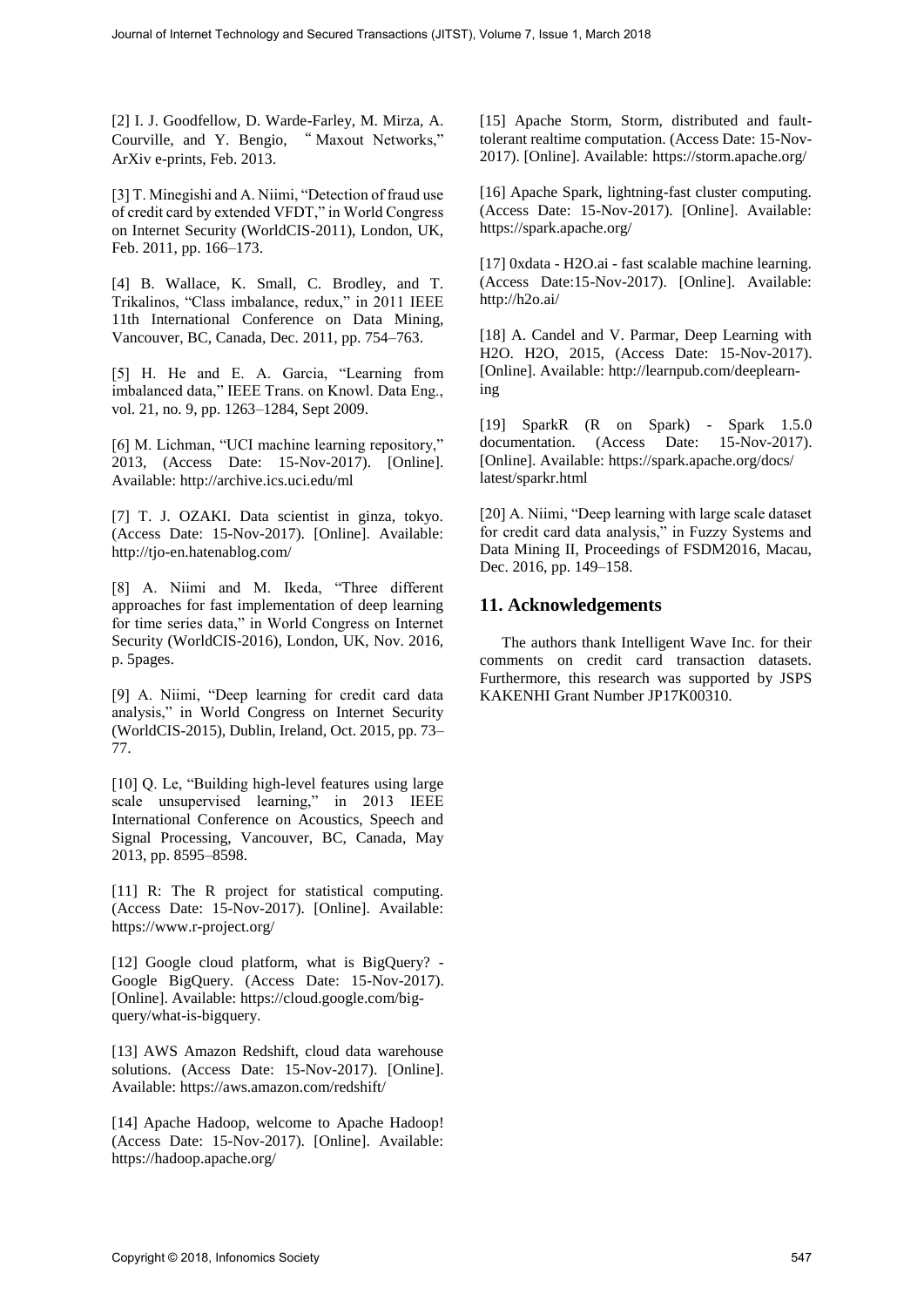[2] I. J. Goodfellow, D. Warde-Farley, M. Mirza, A. Courville, and Y. Bengio, " Maxout Networks," ArXiv e-prints, Feb. 2013.

[3] T. Minegishi and A. Niimi, "Detection of fraud use of credit card by extended VFDT," in World Congress on Internet Security (WorldCIS-2011), London, UK, Feb. 2011, pp. 166–173.

[4] B. Wallace, K. Small, C. Brodley, and T. Trikalinos, "Class imbalance, redux," in 2011 IEEE 11th International Conference on Data Mining, Vancouver, BC, Canada, Dec. 2011, pp. 754–763.

[5] H. He and E. A. Garcia, "Learning from imbalanced data," IEEE Trans. on Knowl. Data Eng., vol. 21, no. 9, pp. 1263–1284, Sept 2009.

[6] M. Lichman, "UCI machine learning repository," 2013, (Access Date: 15-Nov-2017). [Online]. Available: http://archive.ics.uci.edu/ml

[7] T. J. OZAKI. Data scientist in ginza, tokyo. (Access Date: 15-Nov-2017). [Online]. Available: http://tjo-en.hatenablog.com/

[8] A. Niimi and M. Ikeda, "Three different approaches for fast implementation of deep learning for time series data," in World Congress on Internet Security (WorldCIS-2016), London, UK, Nov. 2016, p. 5pages.

[9] A. Niimi, "Deep learning for credit card data analysis," in World Congress on Internet Security (WorldCIS-2015), Dublin, Ireland, Oct. 2015, pp. 73–77.

[10] Q. Le, "Building high-level features using large scale unsupervised learning," in 2013 IEEE International Conference on Acoustics, Speech and Signal Processing, Vancouver, BC, Canada, May 2013, pp. 8595–8598.

[11] R: The R project for statistical computing. (Access Date: 15-Nov-2017). [Online]. Available: https://www.r-project.org/

[12] Google cloud platform, what is BigQuery? - Google BigQuery. (Access Date: 15-Nov-2017). [Online]. Available: https://cloud.google.com/bigquery/what-is-bigquery.

[13] AWS Amazon Redshift, cloud data warehouse solutions. (Access Date: 15-Nov-2017). [Online]. Available: https://aws.amazon.com/redshift/

[14] Apache Hadoop, welcome to Apache Hadoop! (Access Date: 15-Nov-2017). [Online]. Available: https://hadoop.apache.org/

[15] Apache Storm, Storm, distributed and fault-tolerant realtime computation. (Access Date: 15-Nov-2017). [Online]. Available: https://storm.apache.org/

[16] Apache Spark, lightning-fast cluster computing. (Access Date: 15-Nov-2017). [Online]. Available: https://spark.apache.org/

[17] 0xdata - H2O.ai - fast scalable machine learning. (Access Date:15-Nov-2017). [Online]. Available: http://h2o.ai/

[18] A. Candel and V. Parmar, Deep Learning with H2O. H2O, 2015, (Access Date: 15-Nov-2017). [Online]. Available: http://learnpub.com/deeplearning

[19] SparkR (R on Spark) - Spark 1.5.0 documentation. (Access Date: 15-Nov-2017). [Online]. Available: https://spark.apache.org/docs/latest/sparkr.html

[20] A. Niimi, "Deep learning with large scale dataset for credit card data analysis," in Fuzzy Systems and Data Mining II, Proceedings of FSDM2016, Macau, Dec. 2016, pp. 149–158.

## 11. Acknowledgements

The authors thank Intelligent Wave Inc. for their comments on credit card transaction datasets. Furthermore, this research was supported by JSPS KAKENHI Grant Number JP17K00310.